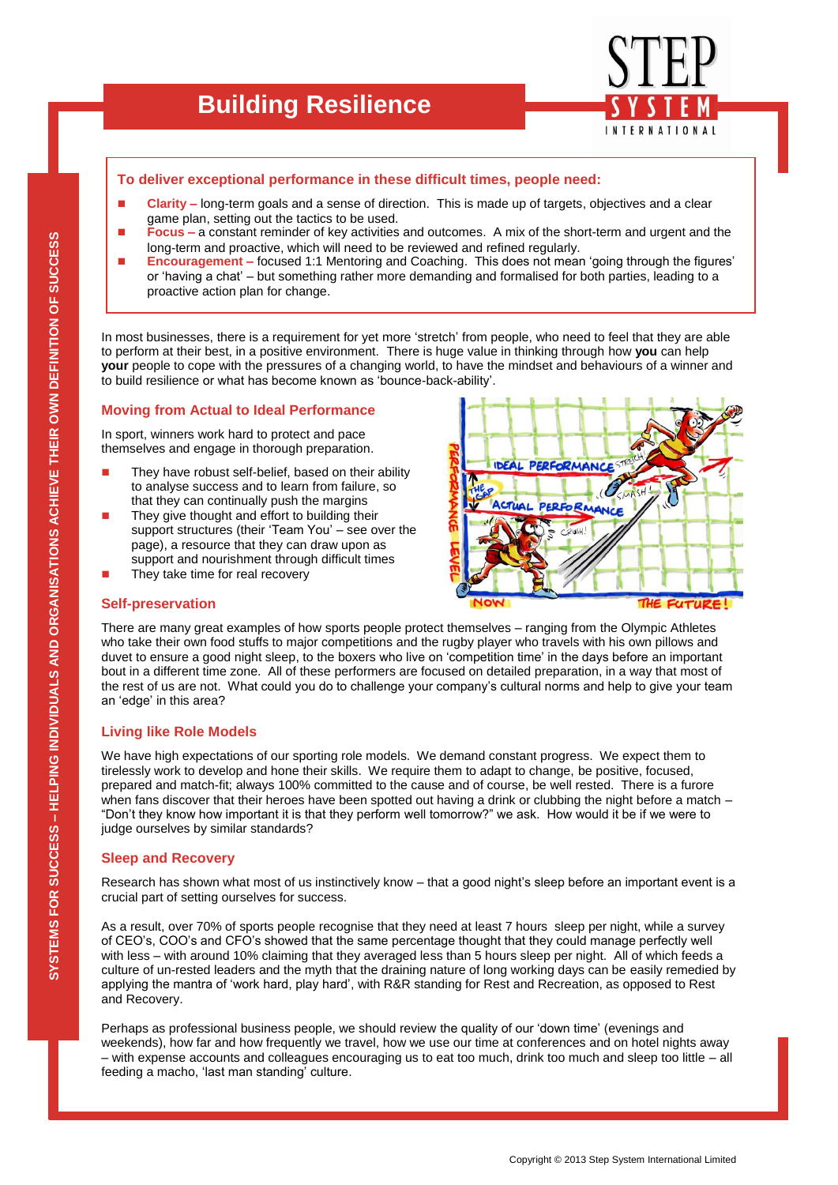# Building Resilience

**To deliver exceptional performance in these difficult times, people need:**

- **Clarity –** long-term goals and a sense of direction. This is made up of targets, objectives and a clear game plan, setting out the tactics to be used.
- **Focus –** a constant reminder of key activities and outcomes. A mix of the short-term and urgent and the long-term and proactive, which will need to be reviewed and refined regularly.
- **Encouragement –** focused 1:1 Mentoring and Coaching. This does not mean 'going through the figures' or 'having a chat' – but something rather more demanding and formalised for both parties, leading to a proactive action plan for change.

In most businesses, there is a requirement for yet more 'stretch' from people, who need to feel that they are able to perform at their best, in a positive environment. There is huge value in thinking through how **you** can help **your** people to cope with the pressures of a changing world, to have the mindset and behaviours of a winner and to build resilience or what has become known as 'bounce-back-ability'.

## Moving from Actual to Ideal Performance

In sport, winners work hard to protect and pace themselves and engage in thorough preparation.

- They have robust self-belief, based on their ability to analyse success and to learn from failure, so that they can continually push the margins
- They give thought and effort to building their support structures (their 'Team You' – see over the page), a resource that they can draw upon as support and nourishment through difficult times
- They take time for real recovery

## Self-preservation

There are many great examples of how sports people protect themselves – ranging from the Olympic Athletes who take their own food stuffs to major competitions and the rugby player who travels with his own pillows and duvet to ensure a good night sleep, to the boxers who live on 'competition time' in the days before an important bout in a different time zone. All of these performers are focused on detailed preparation, in a way that most of the rest of us are not. What could you do to challenge your company's cultural norms and help to give your team an 'edge' in this area?

## Living like Role Models

We have high expectations of our sporting role models. We demand constant progress. We expect them to tirelessly work to develop and hone their skills. We require them to adapt to change, be positive, focused, prepared and match-fit; always 100% committed to the cause and of course, be well rested. There is a furore when fans discover that their heroes have been spotted out having a drink or clubbing the night before a match – "Don't they know how important it is that they perform well tomorrow?" we ask. How would it be if we were to judge ourselves by similar standards?

## Sleep and Recovery

Research has shown what most of us instinctively know – that a good night's sleep before an important event is a crucial part of setting ourselves for success.

As a result, over 70% of sports people recognise that they need at least 7 hours sleep per night, while a survey of CEO's, COO's and CFO's showed that the same percentage thought that they could manage perfectly well with less – with around 10% claiming that they averaged less than 5 hours sleep per night. All of which feeds a culture of un-rested leaders and the myth that the draining nature of long working days can be easily remedied by applying the mantra of 'work hard, play hard', with R&R standing for Rest and Recreation, as opposed to Rest and Recovery.

Perhaps as professional business people, we should review the quality of our 'down time' (evenings and weekends), how far and how frequently we travel, how we use our time at conferences and on hotel nights away – with expense accounts and colleagues encouraging us to eat too much, drink too much and sleep too little – all feeding a macho, 'last man standing' culture.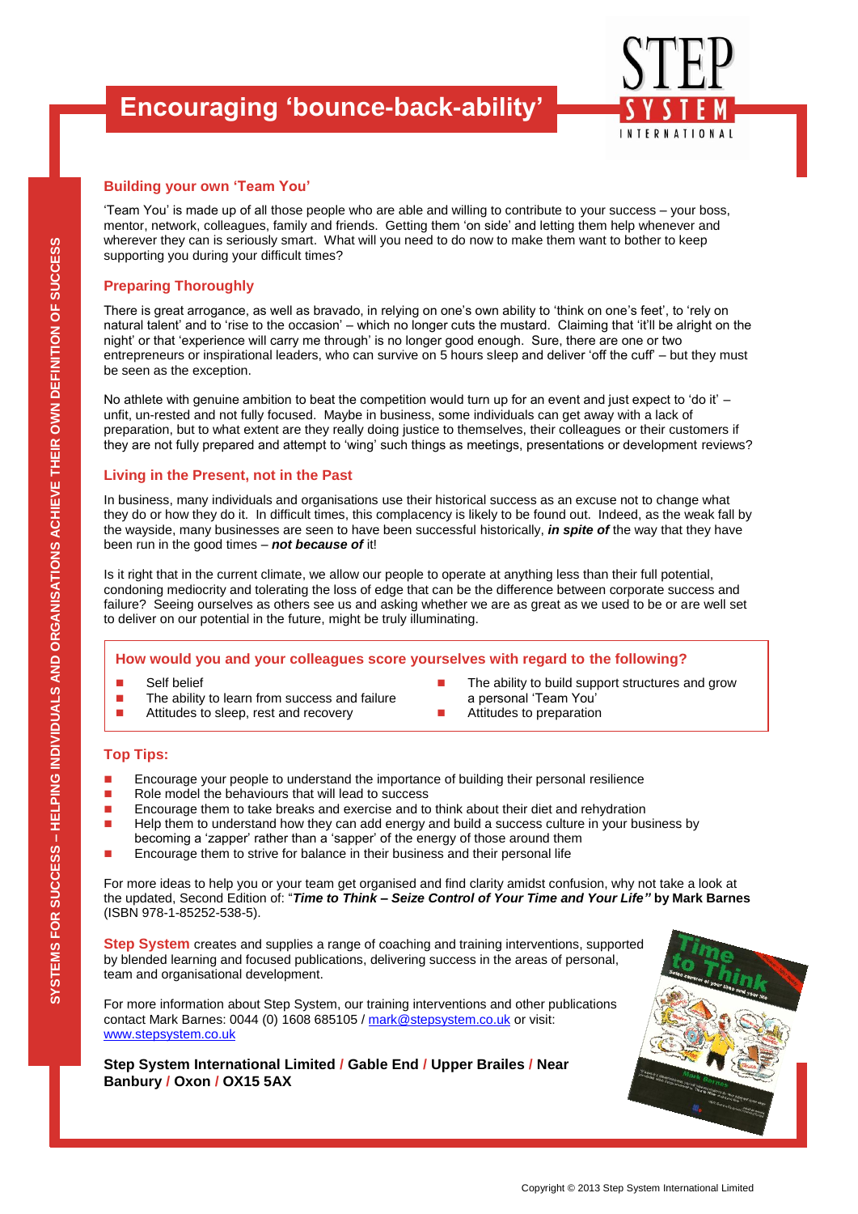# Encouraging 'bounce-back-ability'

STEP SYSTEM INTERNATIONAL

SYSTEMS FOR SUCCESS – HELPING INDIVIDUALS AND ORGANISATIONS ACHIEVE THEIR OWN DEFINITION OF SUCCESS

## Building your own 'Team You'

'Team You' is made up of all those people who are able and willing to contribute to your success – your boss, mentor, network, colleagues, family and friends. Getting them 'on side' and letting them help whenever and wherever they can is seriously smart. What will you need to do now to make them want to bother to keep supporting you during your difficult times?

## Preparing Thoroughly

There is great arrogance, as well as bravado, in relying on one's own ability to 'think on one's feet', to 'rely on natural talent' and to 'rise to the occasion' – which no longer cuts the mustard. Claiming that 'it'll be alright on the night' or that 'experience will carry me through' is no longer good enough. Sure, there are one or two entrepreneurs or inspirational leaders, who can survive on 5 hours sleep and deliver 'off the cuff' – but they must be seen as the exception.

No athlete with genuine ambition to beat the competition would turn up for an event and just expect to 'do it' – unfit, un-rested and not fully focused. Maybe in business, some individuals can get away with a lack of preparation, but to what extent are they really doing justice to themselves, their colleagues or their customers if they are not fully prepared and attempt to 'wing' such things as meetings, presentations or development reviews?

## Living in the Present, not in the Past

In business, many individuals and organisations use their historical success as an excuse not to change what they do or how they do it. In difficult times, this complacency is likely to be found out. Indeed, as the weak fall by the wayside, many businesses are seen to have been successful historically, ***in spite of*** the way that they have been run in the good times – ***not because of*** it!

Is it right that in the current climate, we allow our people to operate at anything less than their full potential, condoning mediocrity and tolerating the loss of edge that can be the difference between corporate success and failure? Seeing ourselves as others see us and asking whether we are as great as we used to be or are well set to deliver on our potential in the future, might be truly illuminating.

## How would you and your colleagues score yourselves with regard to the following?

- Self belief
- The ability to learn from success and failure
- Attitudes to sleep, rest and recovery
- The ability to build support structures and grow a personal 'Team You'
- Attitudes to preparation

## Top Tips:

- Encourage your people to understand the importance of building their personal resilience
- Role model the behaviours that will lead to success
- Encourage them to take breaks and exercise and to think about their diet and rehydration
- Help them to understand how they can add energy and build a success culture in your business by becoming a 'zapper' rather than a 'sapper' of the energy of those around them
- Encourage them to strive for balance in their business and their personal life

For more ideas to help you or your team get organised and find clarity amidst confusion, why not take a look at the updated, Second Edition of: "***Time to Think – Seize Control of Your Time and Your Life"* by Mark Barnes** (ISBN 978-1-85252-538-5).

**Step System** creates and supplies a range of coaching and training interventions, supported by blended learning and focused publications, delivering success in the areas of personal, team and organisational development.

For more information about Step System, our training interventions and other publications contact Mark Barnes: 0044 (0) 1608 685105 / mark@stepsystem.co.uk or visit: www.stepsystem.co.uk

**Step System International Limited / Gable End / Upper Brailes / Near Banbury / Oxon / OX15 5AX**

Copyright © 2013 Step System International Limited